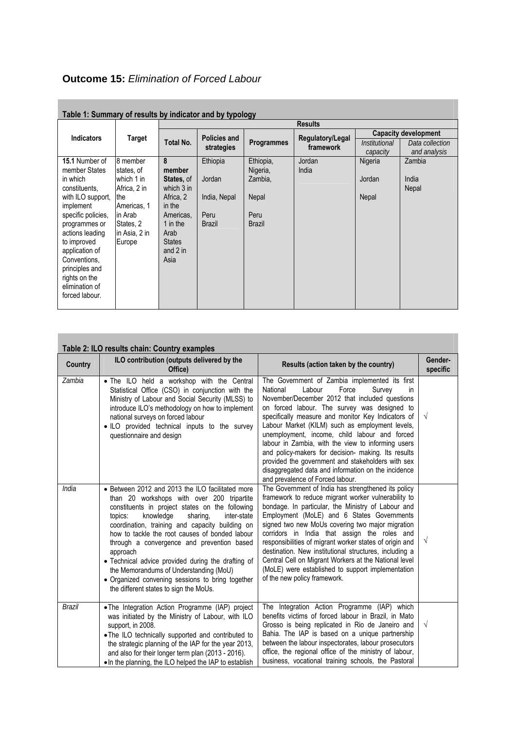## **Outcome 15:** *Elimination of Forced Labour*

**Table 1: Summary of results by indicator and by typology**

| Indicators | Target | Results | | | | | |
|---|---|---|---|---|---|---|---|
| | | Total No. | Policies and strategies | Programmes | Regulatory/Legal framework | Capacity development | |
| | | | | | | *Institutional capacity* | *Data collection and analysis* |
| **15.1** Number of member States in which constituents, with ILO support, implement specific policies, programmes or actions leading to improved application of Conventions, principles and rights on the elimination of forced labour. | 8 member states, of which 1 in Africa, 2 in the Americas, 1 in Arab States, 2 in Asia, 2 in Europe | **8 member States,** of which 3 in Africa, 2 in the Americas, 1 in the Arab States and 2 in Asia | Ethiopia<br>Jordan<br>India, Nepal<br>Peru<br>Brazil | Ethiopia, Nigeria, Zambia,<br>Nepal<br>Peru<br>Brazil | Jordan<br>India | Nigeria<br>Jordan<br>Nepal | Zambia<br>India<br>Nepal |

**Table 2: ILO results chain: Country examples**

| Country | ILO contribution (outputs delivered by the Office) | Results (action taken by the country) | Gender-specific |
|---|---|---|---|
| *Zambia* | • The ILO held a workshop with the Central Statistical Office (CSO) in conjunction with the Ministry of Labour and Social Security (MLSS) to introduce ILO's methodology on how to implement national surveys on forced labour<br>• ILO provided technical inputs to the survey questionnaire and design | The Government of Zambia implemented its first National Labour Force Survey in November/December 2012 that included questions on forced labour. The survey was designed to specifically measure and monitor Key Indicators of Labour Market (KILM) such as employment levels, unemployment, income, child labour and forced labour in Zambia, with the view to informing users and policy-makers for decision- making. Its results provided the government and stakeholders with sex disaggregated data and information on the incidence and prevalence of Forced labour. | √ |
| *India* | • Between 2012 and 2013 the ILO facilitated more than 20 workshops with over 200 tripartite constituents in project states on the following topics: knowledge sharing, inter-state coordination, training and capacity building on how to tackle the root causes of bonded labour through a convergence and prevention based approach<br>• Technical advice provided during the drafting of the Memorandums of Understanding (MoU)<br>• Organized convening sessions to bring together the different states to sign the MoUs. | The Government of India has strengthened its policy framework to reduce migrant worker vulnerability to bondage. In particular, the Ministry of Labour and Employment (MoLE) and 6 States Governments signed two new MoUs covering two major migration corridors in India that assign the roles and responsibilities of migrant worker states of origin and destination. New institutional structures, including a Central Cell on Migrant Workers at the National level (MoLE) were established to support implementation of the new policy framework. | √ |
| *Brazil* | • The Integration Action Programme (IAP) project was initiated by the Ministry of Labour, with ILO support, in 2008.<br>• The ILO technically supported and contributed to the strategic planning of the IAP for the year 2013, and also for their longer term plan (2013 - 2016).<br>• In the planning, the ILO helped the IAP to establish | The Integration Action Programme (IAP) which benefits victims of forced labour in Brazil, in Mato Grosso is being replicated in Rio de Janeiro and Bahia. The IAP is based on a unique partnership between the labour inspectorates, labour prosecutors office, the regional office of the ministry of labour, business, vocational training schools, the Pastoral | √ |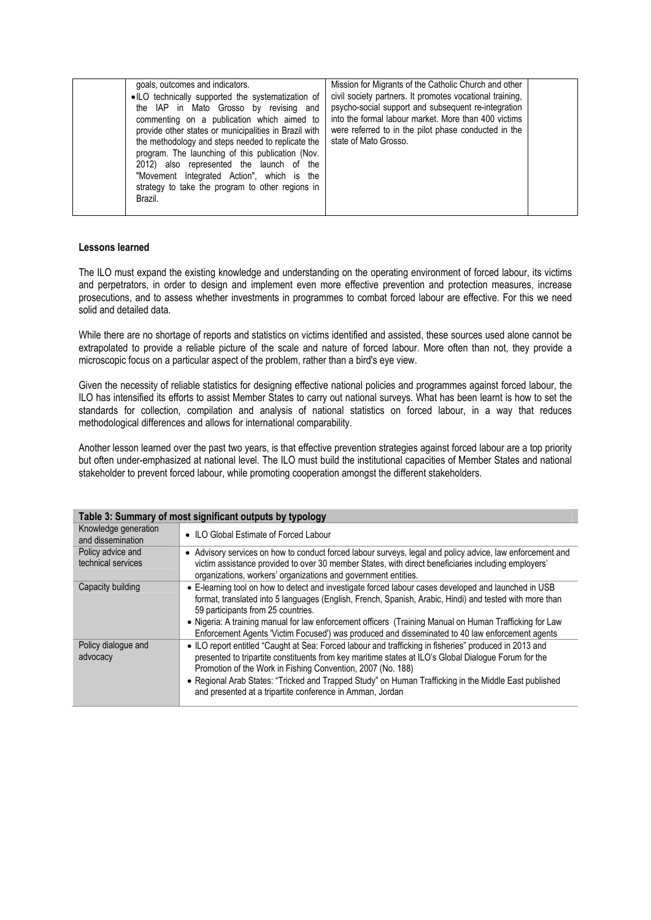| | | | |
|---|---|---|---|
| | goals, outcomes and indicators.<br>• ILO technically supported the systematization of the IAP in Mato Grosso by revising and commenting on a publication which aimed to provide other states or municipalities in Brazil with the methodology and steps needed to replicate the program. The launching of this publication (Nov. 2012) also represented the launch of the "Movement Integrated Action", which is the strategy to take the program to other regions in Brazil. | Mission for Migrants of the Catholic Church and other civil society partners. It promotes vocational training, psycho-social support and subsequent re-integration into the formal labour market. More than 400 victims were referred to in the pilot phase conducted in the state of Mato Grosso. | |

**Lessons learned**

The ILO must expand the existing knowledge and understanding on the operating environment of forced labour, its victims and perpetrators, in order to design and implement even more effective prevention and protection measures, increase prosecutions, and to assess whether investments in programmes to combat forced labour are effective. For this we need solid and detailed data.

While there are no shortage of reports and statistics on victims identified and assisted, these sources used alone cannot be extrapolated to provide a reliable picture of the scale and nature of forced labour. More often than not, they provide a microscopic focus on a particular aspect of the problem, rather than a bird's eye view.

Given the necessity of reliable statistics for designing effective national policies and programmes against forced labour, the ILO has intensified its efforts to assist Member States to carry out national surveys. What has been learnt is how to set the standards for collection, compilation and analysis of national statistics on forced labour, in a way that reduces methodological differences and allows for international comparability.

Another lesson learned over the past two years, is that effective prevention strategies against forced labour are a top priority but often under-emphasized at national level. The ILO must build the institutional capacities of Member States and national stakeholder to prevent forced labour, while promoting cooperation amongst the different stakeholders.

| Table 3: Summary of most significant outputs by typology | |
|---|---|
| Knowledge generation and dissemination | • ILO Global Estimate of Forced Labour |
| Policy advice and technical services | • Advisory services on how to conduct forced labour surveys, legal and policy advice, law enforcement and victim assistance provided to over 30 member States, with direct beneficiaries including employers' organizations, workers' organizations and government entities. |
| Capacity building | • E-learning tool on how to detect and investigate forced labour cases developed and launched in USB format, translated into 5 languages (English, French, Spanish, Arabic, Hindi) and tested with more than 59 participants from 25 countries.<br>• Nigeria: A training manual for law enforcement officers (Training Manual on Human Trafficking for Law Enforcement Agents 'Victim Focused') was produced and disseminated to 40 law enforcement agents |
| Policy dialogue and advocacy | • ILO report entitled "Caught at Sea: Forced labour and trafficking in fisheries" produced in 2013 and presented to tripartite constituents from key maritime states at ILO's Global Dialogue Forum for the Promotion of the Work in Fishing Convention, 2007 (No. 188)<br>• Regional Arab States: "Tricked and Trapped Study" on Human Trafficking in the Middle East published and presented at a tripartite conference in Amman, Jordan |